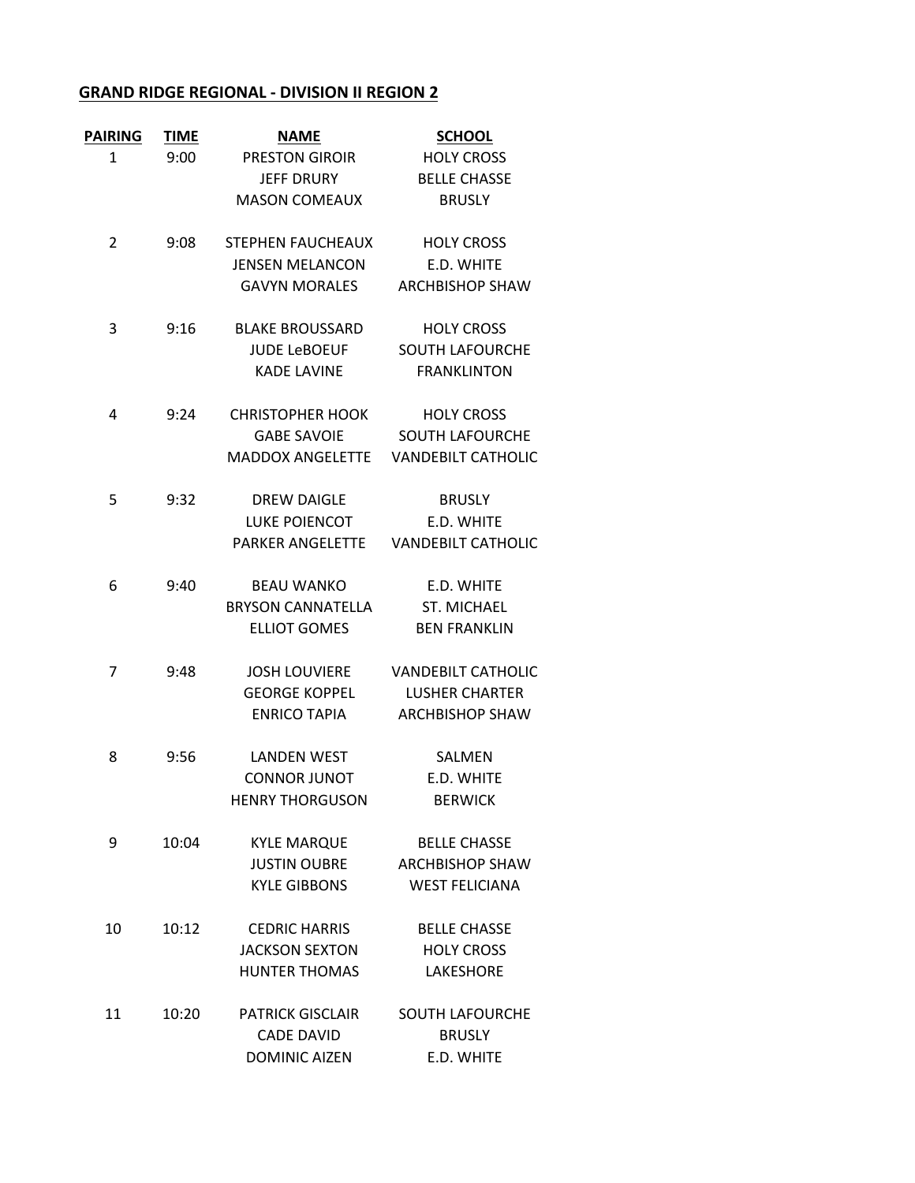**GRAND RIDGE REGIONAL - DIVISION II REGION 2**

| PAIRING | TIME | NAME | SCHOOL |
|---|---|---|---|
| 1 | 9:00 | PRESTON GIROIR | HOLY CROSS |
| | | JEFF DRURY | BELLE CHASSE |
| | | MASON COMEAUX | BRUSLY |
| 2 | 9:08 | STEPHEN FAUCHEAUX | HOLY CROSS |
| | | JENSEN MELANCON | E.D. WHITE |
| | | GAVYN MORALES | ARCHBISHOP SHAW |
| 3 | 9:16 | BLAKE BROUSSARD | HOLY CROSS |
| | | JUDE LeBOEUF | SOUTH LAFOURCHE |
| | | KADE LAVINE | FRANKLINTON |
| 4 | 9:24 | CHRISTOPHER HOOK | HOLY CROSS |
| | | GABE SAVOIE | SOUTH LAFOURCHE |
| | | MADDOX ANGELETTE | VANDEBILT CATHOLIC |
| 5 | 9:32 | DREW DAIGLE | BRUSLY |
| | | LUKE POIENCOT | E.D. WHITE |
| | | PARKER ANGELETTE | VANDEBILT CATHOLIC |
| 6 | 9:40 | BEAU WANKO | E.D. WHITE |
| | | BRYSON CANNATELLA | ST. MICHAEL |
| | | ELLIOT GOMES | BEN FRANKLIN |
| 7 | 9:48 | JOSH LOUVIERE | VANDEBILT CATHOLIC |
| | | GEORGE KOPPEL | LUSHER CHARTER |
| | | ENRICO TAPIA | ARCHBISHOP SHAW |
| 8 | 9:56 | LANDEN WEST | SALMEN |
| | | CONNOR JUNOT | E.D. WHITE |
| | | HENRY THORGUSON | BERWICK |
| 9 | 10:04 | KYLE MARQUE | BELLE CHASSE |
| | | JUSTIN OUBRE | ARCHBISHOP SHAW |
| | | KYLE GIBBONS | WEST FELICIANA |
| 10 | 10:12 | CEDRIC HARRIS | BELLE CHASSE |
| | | JACKSON SEXTON | HOLY CROSS |
| | | HUNTER THOMAS | LAKESHORE |
| 11 | 10:20 | PATRICK GISCLAIR | SOUTH LAFOURCHE |
| | | CADE DAVID | BRUSLY |
| | | DOMINIC AIZEN | E.D. WHITE |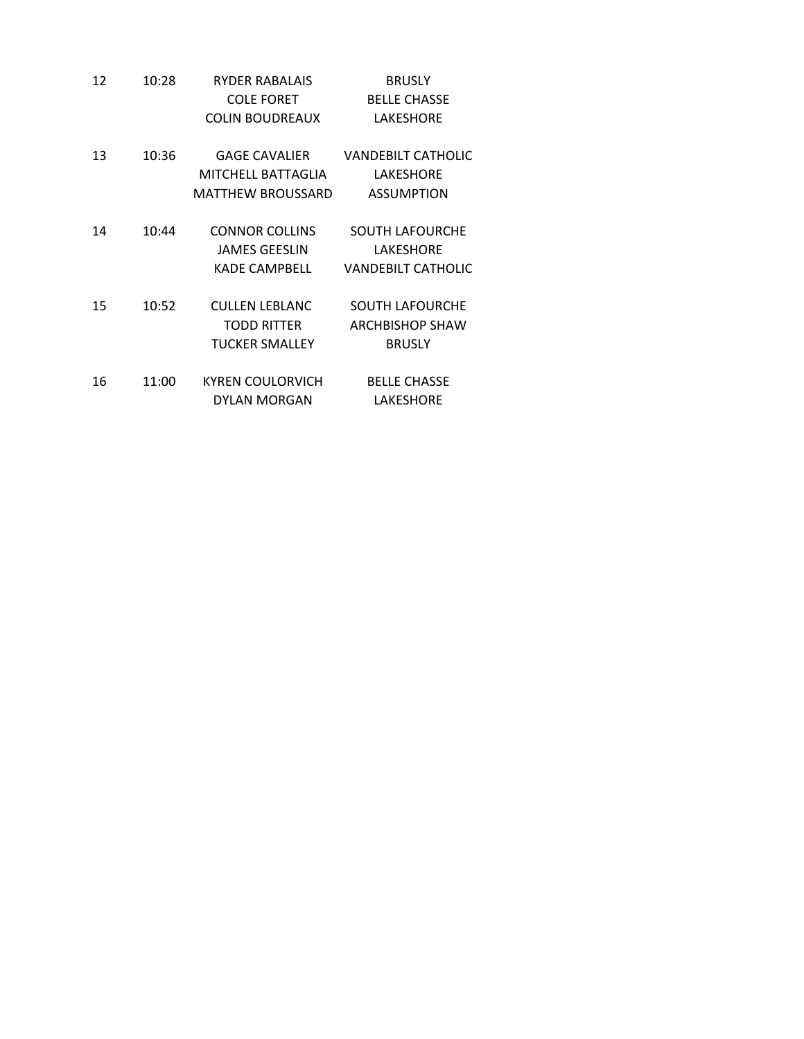| | | | |
|---|---|---|---|
| 12 | 10:28 | RYDER RABALAIS | BRUSLY |
| | | COLE FORET | BELLE CHASSE |
| | | COLIN BOUDREAUX | LAKESHORE |
| 13 | 10:36 | GAGE CAVALIER | VANDEBILT CATHOLIC |
| | | MITCHELL BATTAGLIA | LAKESHORE |
| | | MATTHEW BROUSSARD | ASSUMPTION |
| 14 | 10:44 | CONNOR COLLINS | SOUTH LAFOURCHE |
| | | JAMES GEESLIN | LAKESHORE |
| | | KADE CAMPBELL | VANDEBILT CATHOLIC |
| 15 | 10:52 | CULLEN LEBLANC | SOUTH LAFOURCHE |
| | | TODD RITTER | ARCHBISHOP SHAW |
| | | TUCKER SMALLEY | BRUSLY |
| 16 | 11:00 | KYREN COULORVICH | BELLE CHASSE |
| | | DYLAN MORGAN | LAKESHORE |